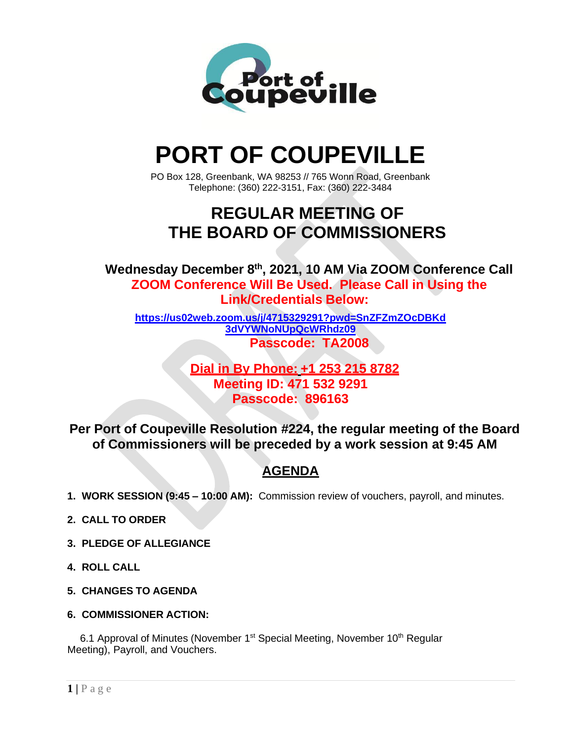# PORT OF COUPEVILLE

PO Box 128, Greenbank, WA 98253 // 765 Wonn Road, Greenbank
Telephone: (360) 222-3151, Fax: (360) 222-3484

## REGULAR MEETING OF THE BOARD OF COMMISSIONERS

**Wednesday December 8th, 2021, 10 AM Via ZOOM Conference Call**

**ZOOM Conference Will Be Used. Please Call in Using the Link/Credentials Below:**

https://us02web.zoom.us/j/4715329291?pwd=SnZFZmZOcDBKd3dVYWNoNUpQcWRhdz09

**Passcode: TA2008**

**Dial in By Phone: +1 253 215 8782**
**Meeting ID: 471 532 9291**
**Passcode: 896163**

**Per Port of Coupeville Resolution #224, the regular meeting of the Board of Commissioners will be preceded by a work session at 9:45 AM**

## AGENDA

1. **WORK SESSION (9:45 – 10:00 AM):** Commission review of vouchers, payroll, and minutes.
2. **CALL TO ORDER**
3. **PLEDGE OF ALLEGIANCE**
4. **ROLL CALL**
5. **CHANGES TO AGENDA**
6. **COMMISSIONER ACTION:**

6.1 Approval of Minutes (November 1st Special Meeting, November 10th Regular Meeting), Payroll, and Vouchers.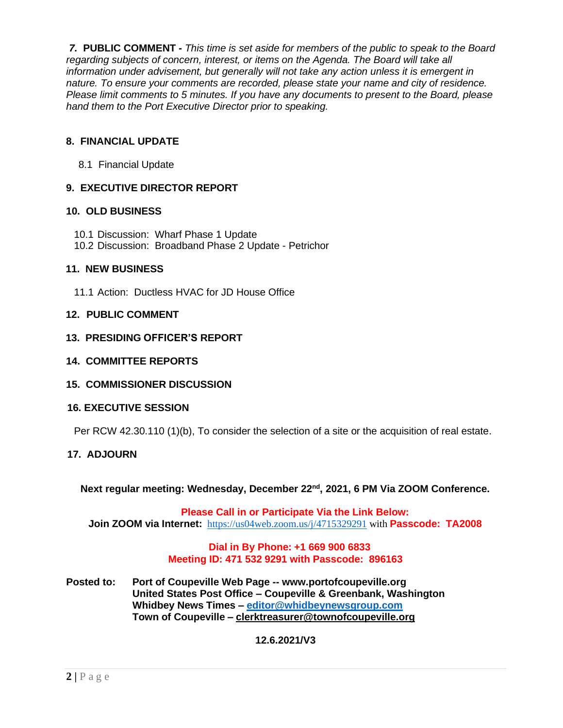***7.* PUBLIC COMMENT -** *This time is set aside for members of the public to speak to the Board regarding subjects of concern, interest, or items on the Agenda. The Board will take all information under advisement, but generally will not take any action unless it is emergent in nature. To ensure your comments are recorded, please state your name and city of residence. Please limit comments to 5 minutes. If you have any documents to present to the Board, please hand them to the Port Executive Director prior to speaking.*

**8. FINANCIAL UPDATE**

8.1 Financial Update

**9. EXECUTIVE DIRECTOR REPORT**

**10. OLD BUSINESS**

10.1 Discussion: Wharf Phase 1 Update
10.2 Discussion: Broadband Phase 2 Update - Petrichor

**11. NEW BUSINESS**

11.1 Action: Ductless HVAC for JD House Office

**12. PUBLIC COMMENT**

**13. PRESIDING OFFICER'S REPORT**

**14. COMMITTEE REPORTS**

**15. COMMISSIONER DISCUSSION**

**16. EXECUTIVE SESSION**

Per RCW 42.30.110 (1)(b), To consider the selection of a site or the acquisition of real estate.

**17. ADJOURN**

**Next regular meeting: Wednesday, December 22nd, 2021, 6 PM Via ZOOM Conference.**

**Please Call in or Participate Via the Link Below:**
**Join ZOOM via Internet:** https://us04web.zoom.us/j/4715329291 with **Passcode: TA2008**

**Dial in By Phone: +1 669 900 6833**
**Meeting ID: 471 532 9291 with Passcode: 896163**

**Posted to:** **Port of Coupeville Web Page -- www.portofcoupeville.org**
**United States Post Office – Coupeville & Greenbank, Washington**
**Whidbey News Times – editor@whidbeynewsgroup.com**
**Town of Coupeville – clerktreasurer@townofcoupeville.org**

**12.6.2021/V3**